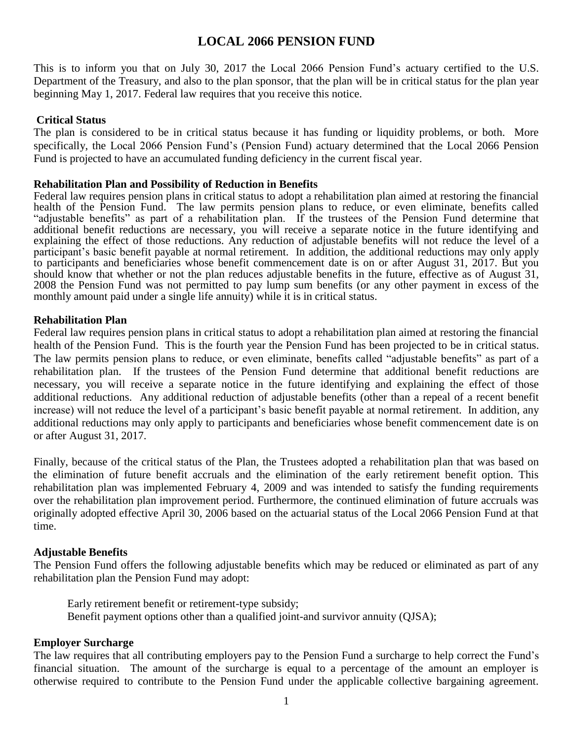# LOCAL 2066 PENSION FUND

This is to inform you that on July 30, 2017 the Local 2066 Pension Fund's actuary certified to the U.S. Department of the Treasury, and also to the plan sponsor, that the plan will be in critical status for the plan year beginning May 1, 2017. Federal law requires that you receive this notice.

**Critical Status**

The plan is considered to be in critical status because it has funding or liquidity problems, or both. More specifically, the Local 2066 Pension Fund's (Pension Fund) actuary determined that the Local 2066 Pension Fund is projected to have an accumulated funding deficiency in the current fiscal year.

**Rehabilitation Plan and Possibility of Reduction in Benefits**

Federal law requires pension plans in critical status to adopt a rehabilitation plan aimed at restoring the financial health of the Pension Fund. The law permits pension plans to reduce, or even eliminate, benefits called "adjustable benefits" as part of a rehabilitation plan. If the trustees of the Pension Fund determine that additional benefit reductions are necessary, you will receive a separate notice in the future identifying and explaining the effect of those reductions. Any reduction of adjustable benefits will not reduce the level of a participant's basic benefit payable at normal retirement. In addition, the additional reductions may only apply to participants and beneficiaries whose benefit commencement date is on or after August 31, 2017. But you should know that whether or not the plan reduces adjustable benefits in the future, effective as of August 31, 2008 the Pension Fund was not permitted to pay lump sum benefits (or any other payment in excess of the monthly amount paid under a single life annuity) while it is in critical status.

**Rehabilitation Plan**

Federal law requires pension plans in critical status to adopt a rehabilitation plan aimed at restoring the financial health of the Pension Fund. This is the fourth year the Pension Fund has been projected to be in critical status. The law permits pension plans to reduce, or even eliminate, benefits called "adjustable benefits" as part of a rehabilitation plan. If the trustees of the Pension Fund determine that additional benefit reductions are necessary, you will receive a separate notice in the future identifying and explaining the effect of those additional reductions. Any additional reduction of adjustable benefits (other than a repeal of a recent benefit increase) will not reduce the level of a participant's basic benefit payable at normal retirement. In addition, any additional reductions may only apply to participants and beneficiaries whose benefit commencement date is on or after August 31, 2017.

Finally, because of the critical status of the Plan, the Trustees adopted a rehabilitation plan that was based on the elimination of future benefit accruals and the elimination of the early retirement benefit option. This rehabilitation plan was implemented February 4, 2009 and was intended to satisfy the funding requirements over the rehabilitation plan improvement period. Furthermore, the continued elimination of future accruals was originally adopted effective April 30, 2006 based on the actuarial status of the Local 2066 Pension Fund at that time.

**Adjustable Benefits**

The Pension Fund offers the following adjustable benefits which may be reduced or eliminated as part of any rehabilitation plan the Pension Fund may adopt:

Early retirement benefit or retirement-type subsidy;
Benefit payment options other than a qualified joint-and survivor annuity (QJSA);

**Employer Surcharge**

The law requires that all contributing employers pay to the Pension Fund a surcharge to help correct the Fund's financial situation. The amount of the surcharge is equal to a percentage of the amount an employer is otherwise required to contribute to the Pension Fund under the applicable collective bargaining agreement.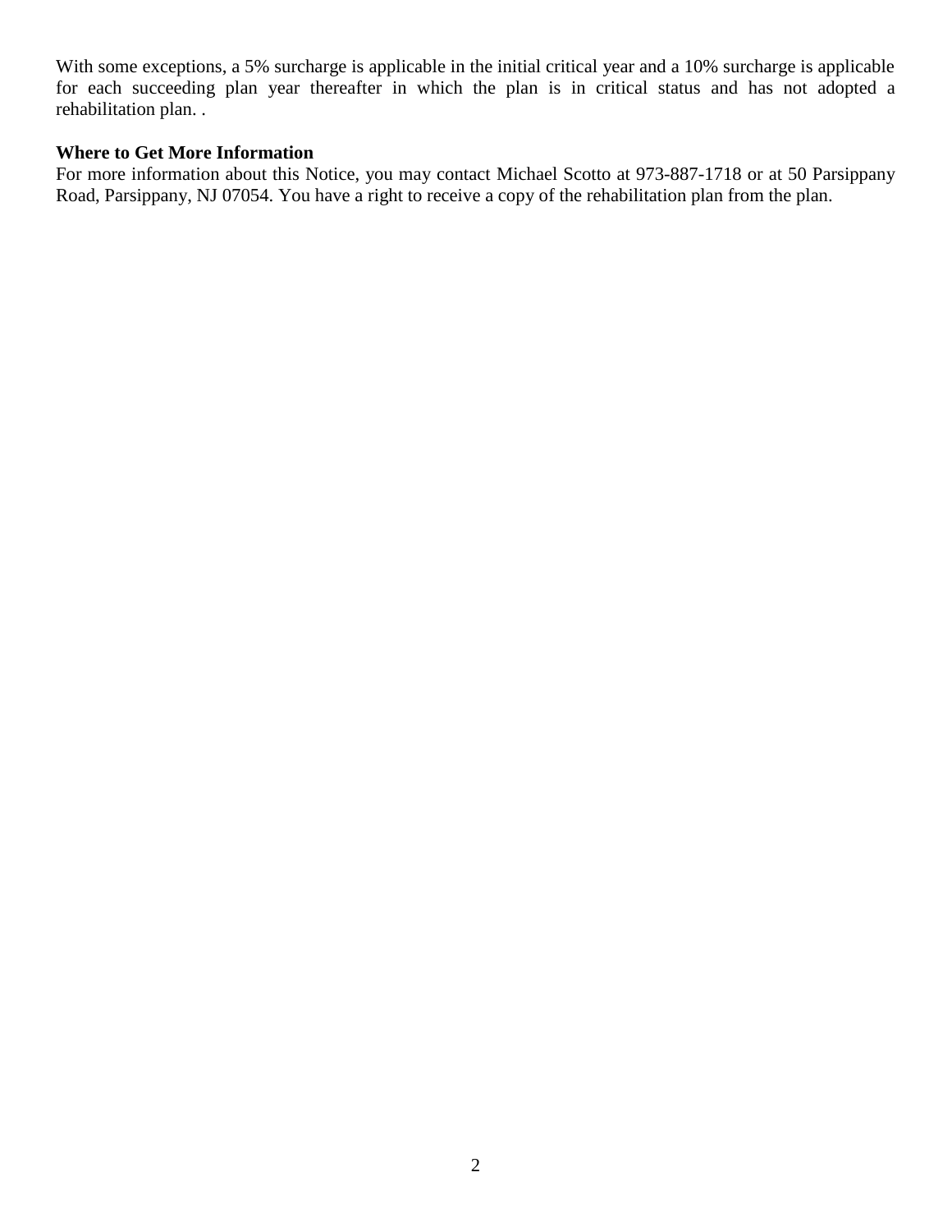With some exceptions, a 5% surcharge is applicable in the initial critical year and a 10% surcharge is applicable for each succeeding plan year thereafter in which the plan is in critical status and has not adopted a rehabilitation plan. .

**Where to Get More Information**

For more information about this Notice, you may contact Michael Scotto at 973-887-1718 or at 50 Parsippany Road, Parsippany, NJ 07054. You have a right to receive a copy of the rehabilitation plan from the plan.